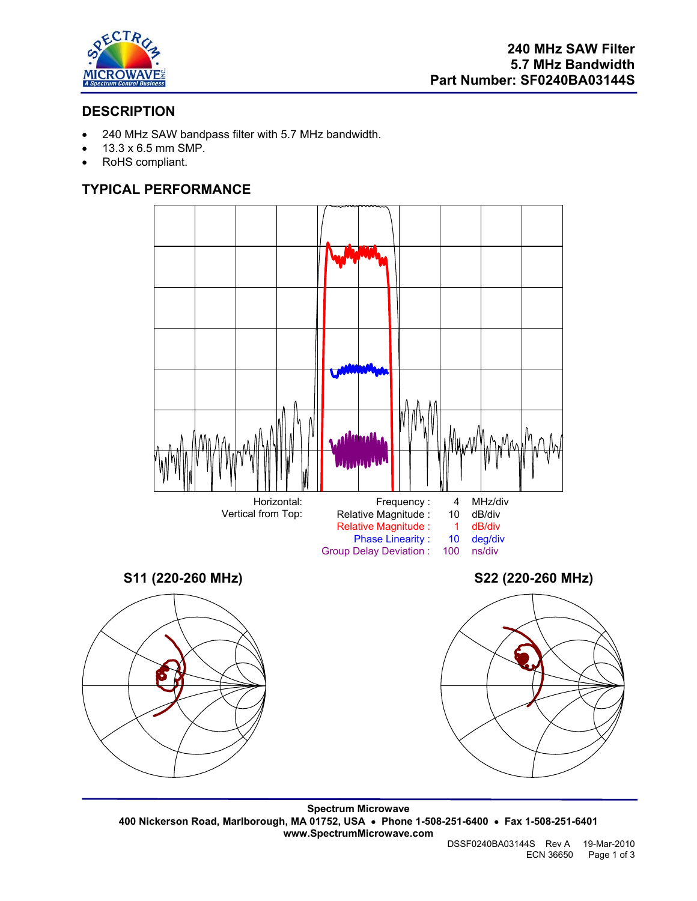# 240 MHz SAW Filter
## 5.7 MHz Bandwidth
## Part Number: SF0240BA03144S

## DESCRIPTION

- 240 MHz SAW bandpass filter with 5.7 MHz bandwidth.
- 13.3 x 6.5 mm SMP.
- RoHS compliant.

## TYPICAL PERFORMANCE

| | | | |
|---|---|---|---|
| Horizontal: | Frequency : | 4 | MHz/div |
| Vertical from Top: | Relative Magnitude : | 10 | dB/div |
| | Relative Magnitude : | 1 | dB/div |
| | Phase Linearity : | 10 | deg/div |
| | Group Delay Deviation : | 100 | ns/div |

**S11 (220-260 MHz)**

**S22 (220-260 MHz)**

---

**Spectrum Microwave**
**400 Nickerson Road, Marlborough, MA 01752, USA • Phone 1-508-251-6400 • Fax 1-508-251-6401**
**www.SpectrumMicrowave.com**

DSSF0240BA03144S Rev A 19-Mar-2010
ECN 36650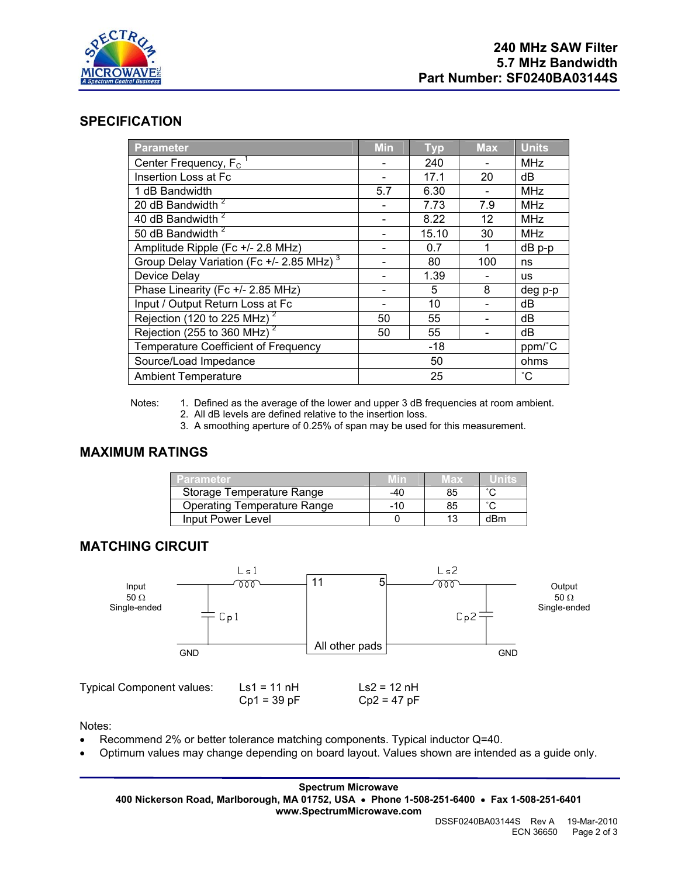## SPECIFICATION

| Parameter | Min | Typ | Max | Units |
|---|---|---|---|---|
| Center Frequency, $F_C$ [1] | - | 240 | - | MHz |
| Insertion Loss at Fc | - | 17.1 | 20 | dB |
| 1 dB Bandwidth | 5.7 | 6.30 | - | MHz |
| 20 dB Bandwidth [2] | - | 7.73 | 7.9 | MHz |
| 40 dB Bandwidth [2] | - | 8.22 | 12 | MHz |
| 50 dB Bandwidth [2] | - | 15.10 | 30 | MHz |
| Amplitude Ripple (Fc +/- 2.8 MHz) | - | 0.7 | 1 | dB p-p |
| Group Delay Variation (Fc +/- 2.85 MHz) [3] | - | 80 | 100 | ns |
| Device Delay | - | 1.39 | - | us |
| Phase Linearity (Fc +/- 2.85 MHz) | - | 5 | 8 | deg p-p |
| Input / Output Return Loss at Fc | - | 10 | - | dB |
| Rejection (120 to 225 MHz) [2] | 50 | 55 | - | dB |
| Rejection (255 to 360 MHz) [2] | 50 | 55 | - | dB |
| Temperature Coefficient of Frequency | | -18 | | ppm/˚C |
| Source/Load Impedance | | 50 | | ohms |
| Ambient Temperature | | 25 | | ˚C |

Notes:
1. Defined as the average of the lower and upper 3 dB frequencies at room ambient.
2. All dB levels are defined relative to the insertion loss.
3. A smoothing aperture of 0.25% of span may be used for this measurement.

## MAXIMUM RATINGS

| Parameter | Min | Max | Units |
|---|---|---|---|
| Storage Temperature Range | -40 | 85 | ˚C |
| Operating Temperature Range | -10 | 85 | ˚C |
| Input Power Level | 0 | 13 | dBm |

## MATCHING CIRCUIT

Input 50 Ω Single-ended — Ls1 — 11 [device] 5 — Ls2 — Output 50 Ω Single-ended

Cp1, Cp2, GND, All other pads

Typical Component values:

| | |
|---|---|
| Ls1 = 11 nH | Ls2 = 12 nH |
| Cp1 = 39 pF | Cp2 = 47 pF |

Notes:
- Recommend 2% or better tolerance matching components. Typical inductor Q=40.
- Optimum values may change depending on board layout. Values shown are intended as a guide only.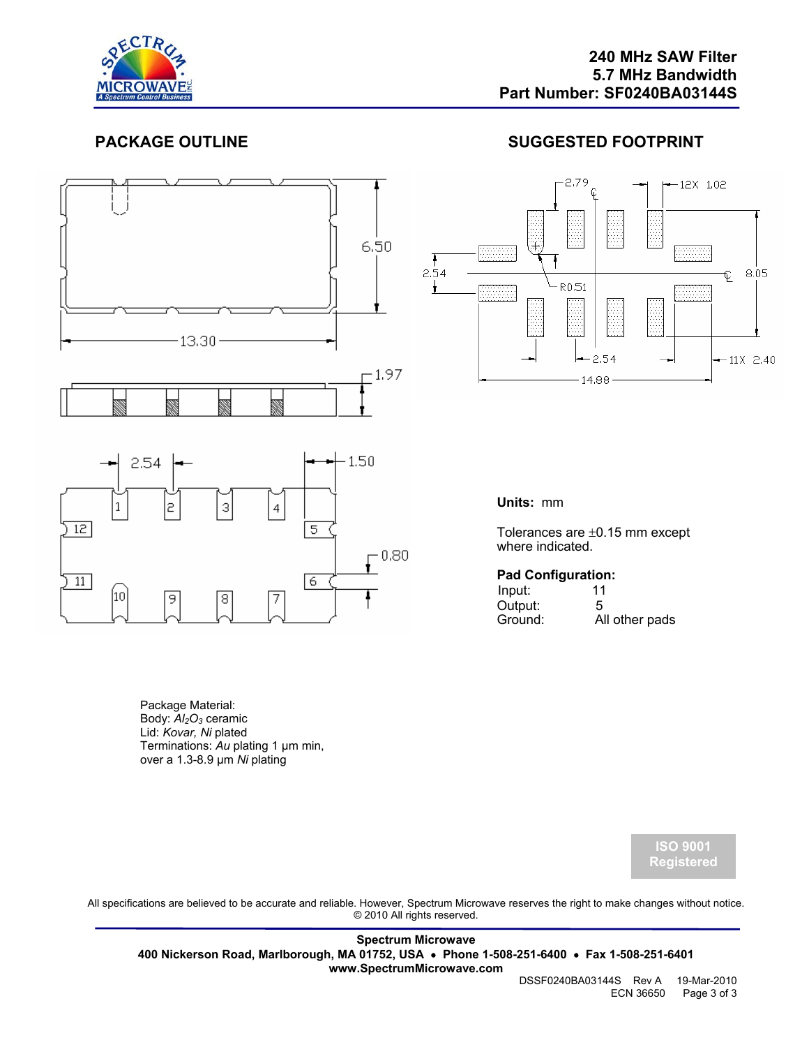**240 MHz SAW Filter**
**5.7 MHz Bandwidth**
**Part Number: SF0240BA03144S**

## PACKAGE OUTLINE

6.50
13.30
1.97
2.54
1.50
0.80
1 2 3 4
12 5
11 6
10 9 8 7

## SUGGESTED FOOTPRINT

2.79
12X 1.02
2.54
R0.51
8.05
2.54
11X 2.40
14.88

**Units:** mm

Tolerances are ±0.15 mm except where indicated.

**Pad Configuration:**

| | |
|---|---|
| Input: | 11 |
| Output: | 5 |
| Ground: | All other pads |

Package Material:
Body: *$Al_2O_3$* ceramic
Lid: *Kovar, Ni* plated
Terminations: *Au* plating 1 µm min, over a 1.3-8.9 µm *Ni* plating

ISO 9001 Registered

All specifications are believed to be accurate and reliable. However, Spectrum Microwave reserves the right to make changes without notice.
© 2010 All rights reserved.

**Spectrum Microwave**
**400 Nickerson Road, Marlborough, MA 01752, USA • Phone 1-508-251-6400 • Fax 1-508-251-6401**
**www.SpectrumMicrowave.com**

DSSF0240BA03144S Rev A 19-Mar-2010
ECN 36650